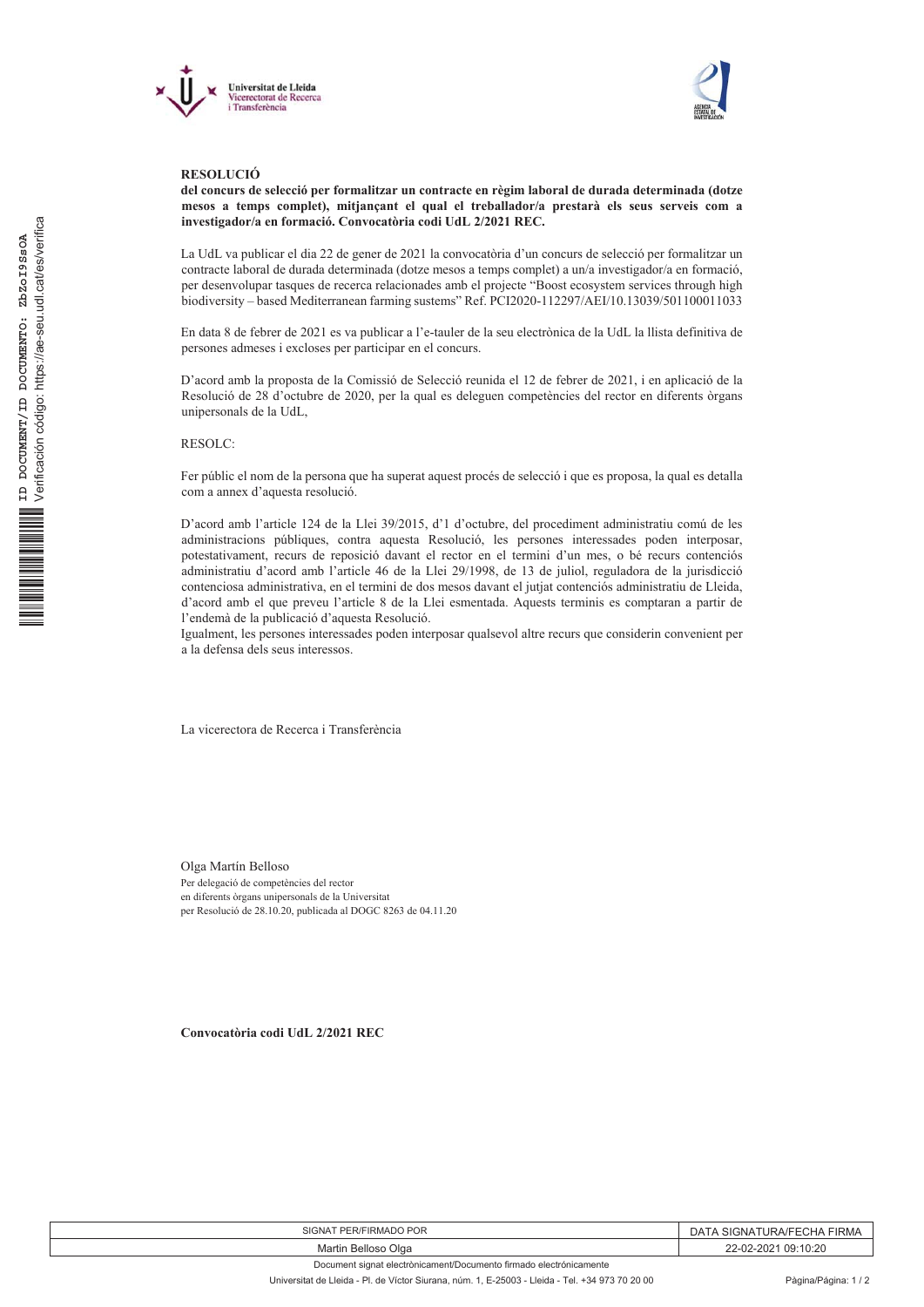**RESOLUCIÓ**

**del concurs de selecció per formalitzar un contracte en règim laboral de durada determinada (dotze mesos a temps complet), mitjançant el qual el treballador/a prestarà els seus serveis com a investigador/a en formació. Convocatòria codi UdL 2/2021 REC.**

La UdL va publicar el dia 22 de gener de 2021 la convocatòria d'un concurs de selecció per formalitzar un contracte laboral de durada determinada (dotze mesos a temps complet) a un/a investigador/a en formació, per desenvolupar tasques de recerca relacionades amb el projecte "Boost ecosystem services through high biodiversity – based Mediterranean farming sustems" Ref. PCI2020-112297/AEI/10.13039/501100011033

En data 8 de febrer de 2021 es va publicar a l'e-tauler de la seu electrònica de la UdL la llista definitiva de persones admeses i excloses per participar en el concurs.

D'acord amb la proposta de la Comissió de Selecció reunida el 12 de febrer de 2021, i en aplicació de la Resolució de 28 d'octubre de 2020, per la qual es deleguen competències del rector en diferents òrgans unipersonals de la UdL,

RESOLC:

Fer públic el nom de la persona que ha superat aquest procés de selecció i que es proposa, la qual es detalla com a annex d'aquesta resolució.

D'acord amb l'article 124 de la Llei 39/2015, d'1 d'octubre, del procediment administratiu comú de les administracions públiques, contra aquesta Resolució, les persones interessades poden interposar, potestativament, recurs de reposició davant el rector en el termini d'un mes, o bé recurs contenciós administratiu d'acord amb l'article 46 de la Llei 29/1998, de 13 de juliol, reguladora de la jurisdicció contenciosa administrativa, en el termini de dos mesos davant el jutjat contenciós administratiu de Lleida, d'acord amb el que preveu l'article 8 de la Llei esmentada. Aquests terminis es comptaran a partir de l'endemà de la publicació d'aquesta Resolució.
Igualment, les persones interessades poden interposar qualsevol altre recurs que considerin convenient per a la defensa dels seus interessos.

La vicerectora de Recerca i Transferència

Olga Martín Belloso
Per delegació de competències del rector
en diferents òrgans unipersonals de la Universitat
per Resolució de 28.10.20, publicada al DOGC 8263 de 04.11.20

**Convocatòria codi UdL 2/2021 REC**

| SIGNAT PER/FIRMADO POR | DATA SIGNATURA/FECHA FIRMA |
| --- | --- |
| Martin Belloso Olga | 22-02-2021 09:10:20 |

Document signat electrònicament/Documento firmado electrónicamente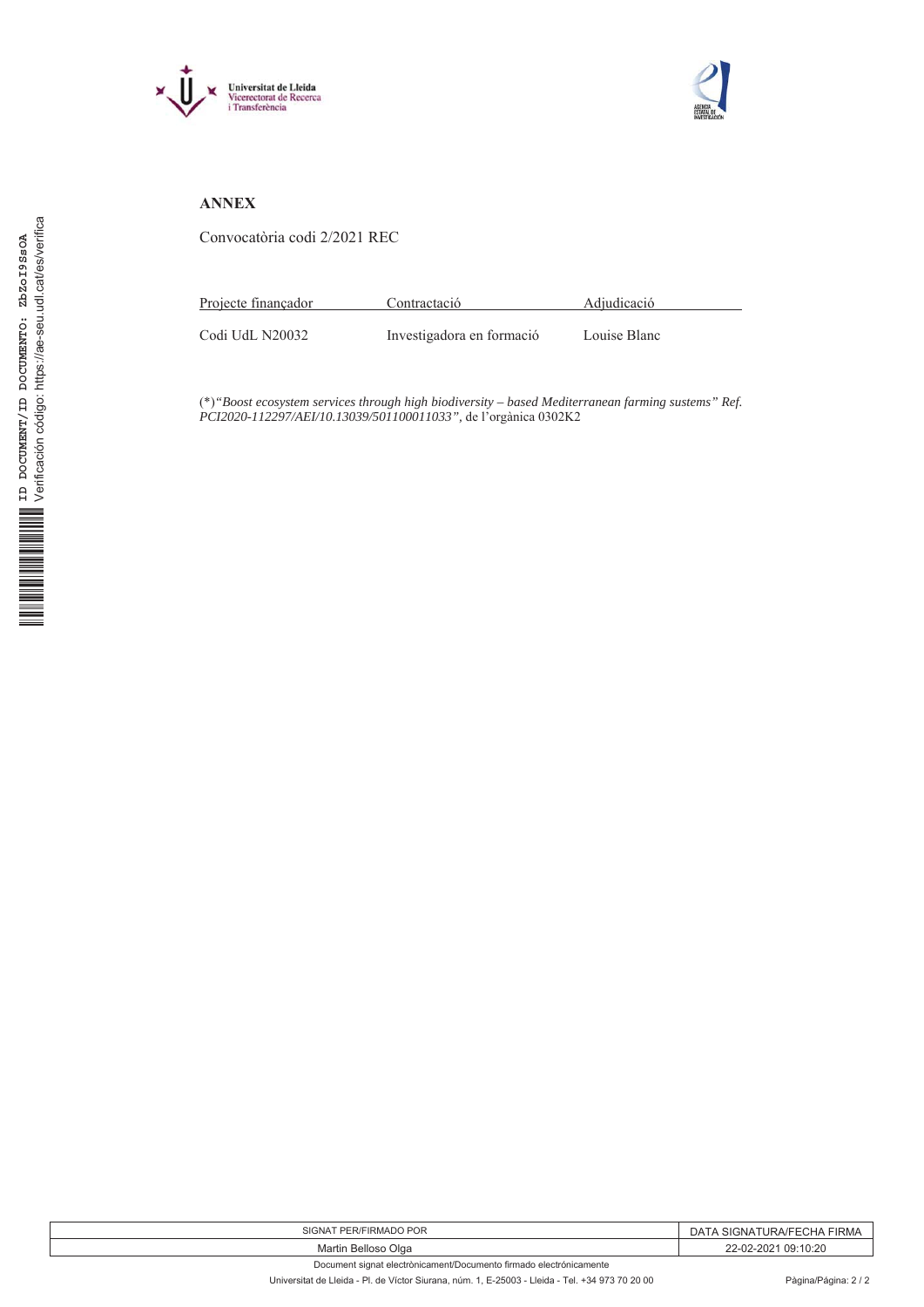## ANNEX

Convocatòria codi 2/2021 REC

| Projecte finançador | Contractació | Adjudicació |
| --- | --- | --- |
| Codi UdL N20032 | Investigadora en formació | Louise Blanc |

(*)*"Boost ecosystem services through high biodiversity – based Mediterranean farming sustems" Ref. PCI2020-112297/AEI/10.13039/501100011033"*, de l'orgànica 0302K2

| SIGNAT PER/FIRMADO POR | DATA SIGNATURA/FECHA FIRMA |
| --- | --- |
| Martin Belloso Olga | 22-02-2021 09:10:20 |

Document signat electrònicament/Documento firmado electrónicamente

ID DOCUMENT/ID DOCUMENTO: ZbZoI9SsOA
Verificación código: https://ae-seu.udl.cat/es/verifica